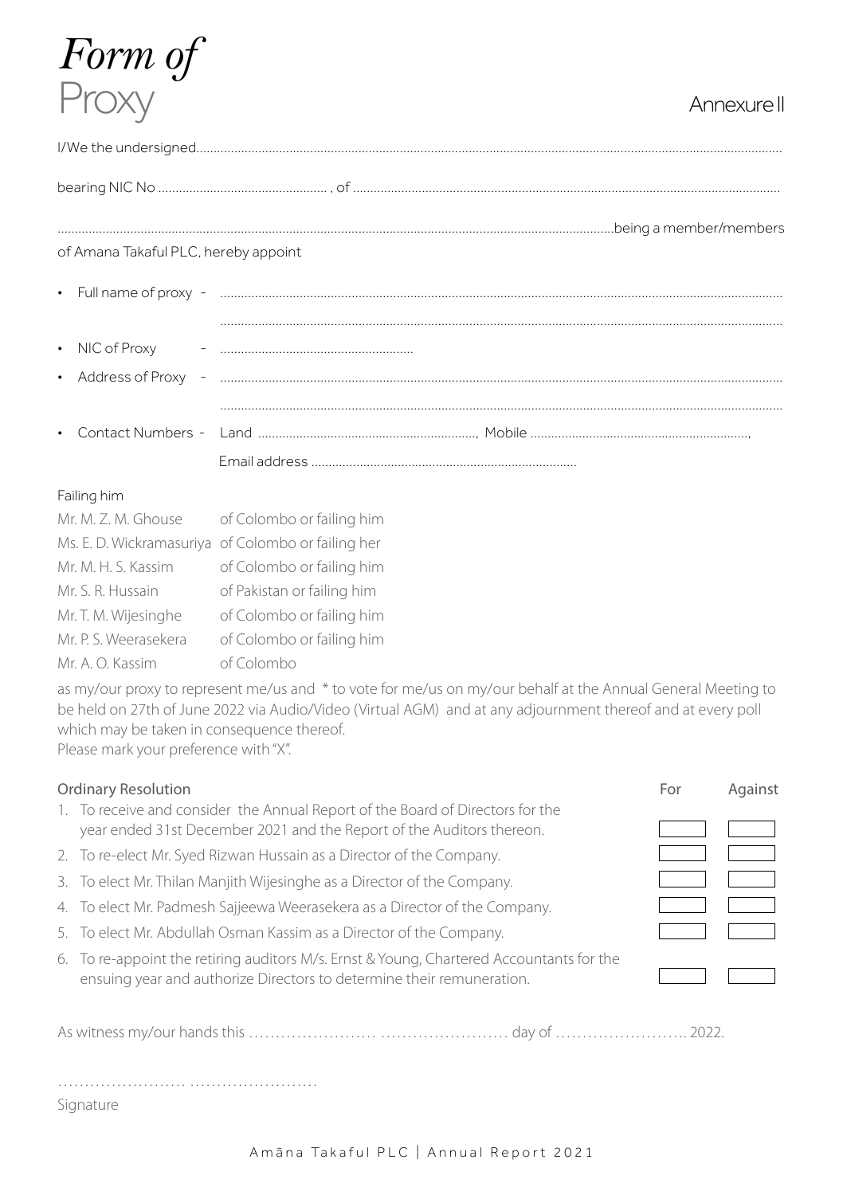# *Form of* Proxy

Annexure II

I/We the undersigned.......................................................................................................................................................................

bearing NIC No ................................................. , of .........................................................................................................................

..........................................................................................................................................................being a member/members of Amana Takaful PLC, hereby appoint

- Full name of proxy - ..........................................................................................................................................................
  ..........................................................................................................................................................
- NIC of Proxy - .......................................................
- Address of Proxy - ..........................................................................................................................................................
  ..........................................................................................................................................................
- Contact Numbers - Land ..............................................................., Mobile ...............................................................,
  Email address ...........................................................................

Failing him

| | |
|---|---|
| Mr. M. Z. M. Ghouse | of Colombo or failing him |
| Ms. E. D. Wickramasuriya | of Colombo or failing her |
| Mr. M. H. S. Kassim | of Colombo or failing him |
| Mr. S. R. Hussain | of Pakistan or failing him |
| Mr. T. M. Wijesinghe | of Colombo or failing him |
| Mr. P. S. Weerasekera | of Colombo or failing him |
| Mr. A. O. Kassim | of Colombo |

as my/our proxy to represent me/us and * to vote for me/us on my/our behalf at the Annual General Meeting to be held on 27th of June 2022 via Audio/Video (Virtual AGM) and at any adjournment thereof and at every poll which may be taken in consequence thereof.
Please mark your preference with "X".

| Ordinary Resolution | For | Against |
|---|---|---|
| 1. To receive and consider the Annual Report of the Board of Directors for the year ended 31st December 2021 and the Report of the Auditors thereon. | | |
| 2. To re-elect Mr. Syed Rizwan Hussain as a Director of the Company. | | |
| 3. To elect Mr. Thilan Manjith Wijesinghe as a Director of the Company. | | |
| 4. To elect Mr. Padmesh Sajjeewa Weerasekera as a Director of the Company. | | |
| 5. To elect Mr. Abdullah Osman Kassim as a Director of the Company. | | |
| 6. To re-appoint the retiring auditors M/s. Ernst & Young, Chartered Accountants for the ensuing year and authorize Directors to determine their remuneration. | | |

As witness my/our hands this …………………… …………………… day of ……………………. 2022.

…………………… ……………………
Signature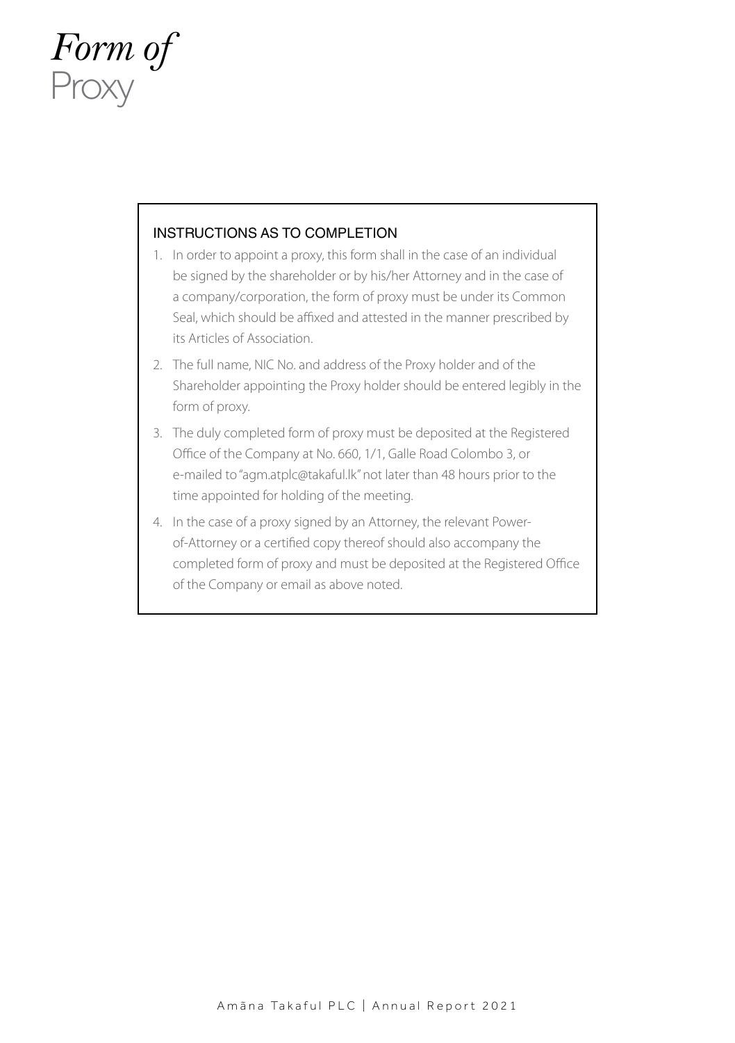# *Form of* Proxy

## INSTRUCTIONS AS TO COMPLETION

1. In order to appoint a proxy, this form shall in the case of an individual be signed by the shareholder or by his/her Attorney and in the case of a company/corporation, the form of proxy must be under its Common Seal, which should be affixed and attested in the manner prescribed by its Articles of Association.
2. The full name, NIC No. and address of the Proxy holder and of the Shareholder appointing the Proxy holder should be entered legibly in the form of proxy.
3. The duly completed form of proxy must be deposited at the Registered Office of the Company at No. 660, 1/1, Galle Road Colombo 3, or e-mailed to "agm.atplc@takaful.lk" not later than 48 hours prior to the time appointed for holding of the meeting.
4. In the case of a proxy signed by an Attorney, the relevant Power-of-Attorney or a certified copy thereof should also accompany the completed form of proxy and must be deposited at the Registered Office of the Company or email as above noted.